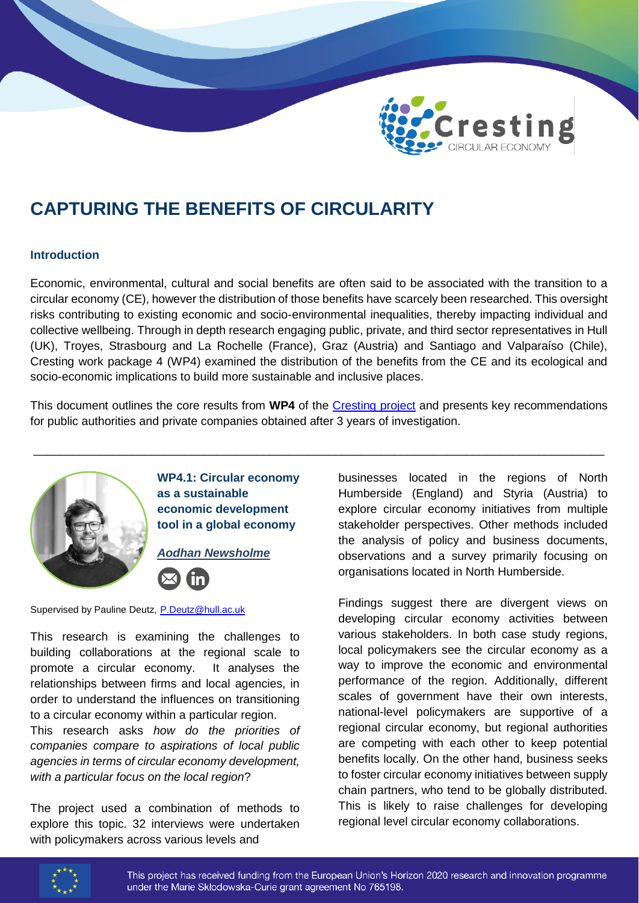# CAPTURING THE BENEFITS OF CIRCULARITY

### Introduction

Economic, environmental, cultural and social benefits are often said to be associated with the transition to a circular economy (CE), however the distribution of those benefits have scarcely been researched. This oversight risks contributing to existing economic and socio-environmental inequalities, thereby impacting individual and collective wellbeing. Through in depth research engaging public, private, and third sector representatives in Hull (UK), Troyes, Strasbourg and La Rochelle (France), Graz (Austria) and Santiago and Valparaíso (Chile), Cresting work package 4 (WP4) examined the distribution of the benefits from the CE and its ecological and socio-economic implications to build more sustainable and inclusive places.

This document outlines the core results from **WP4** of the Cresting project and presents key recommendations for public authorities and private companies obtained after 3 years of investigation.

---

### WP4.1: Circular economy as a sustainable economic development tool in a global economy

***Aodhan Newsholme***

Supervised by Pauline Deutz, P.Deutz@hull.ac.uk

This research is examining the challenges to building collaborations at the regional scale to promote a circular economy. It analyses the relationships between firms and local agencies, in order to understand the influences on transitioning to a circular economy within a particular region.
This research asks *how do the priorities of companies compare to aspirations of local public agencies in terms of circular economy development, with a particular focus on the local region*?

The project used a combination of methods to explore this topic. 32 interviews were undertaken with policymakers across various levels and businesses located in the regions of North Humberside (England) and Styria (Austria) to explore circular economy initiatives from multiple stakeholder perspectives. Other methods included the analysis of policy and business documents, observations and a survey primarily focusing on organisations located in North Humberside.

Findings suggest there are divergent views on developing circular economy activities between various stakeholders. In both case study regions, local policymakers see the circular economy as a way to improve the economic and environmental performance of the region. Additionally, different scales of government have their own interests, national-level policymakers are supportive of a regional circular economy, but regional authorities are competing with each other to keep potential benefits locally. On the other hand, business seeks to foster circular economy initiatives between supply chain partners, who tend to be globally distributed. This is likely to raise challenges for developing regional level circular economy collaborations.

This project has received funding from the European Union's Horizon 2020 research and innovation programme under the Marie Skłodowska-Curie grant agreement No 765198.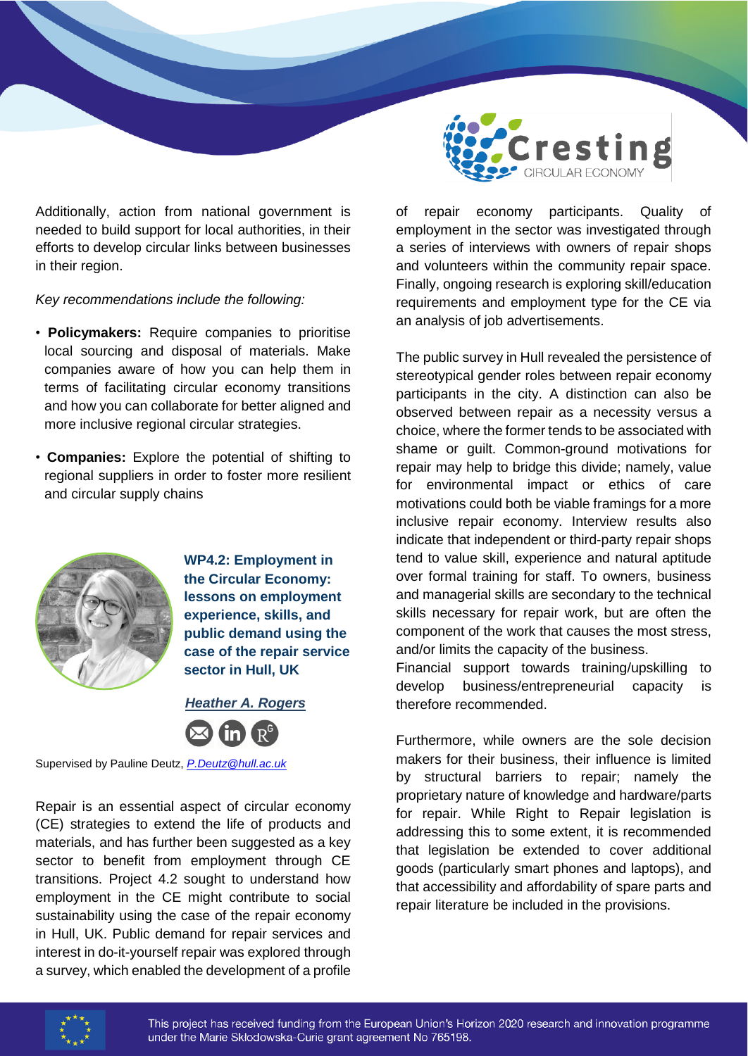Additionally, action from national government is needed to build support for local authorities, in their efforts to develop circular links between businesses in their region.

*Key recommendations include the following:*

- **Policymakers:** Require companies to prioritise local sourcing and disposal of materials. Make companies aware of how you can help them in terms of facilitating circular economy transitions and how you can collaborate for better aligned and more inclusive regional circular strategies.
- **Companies:** Explore the potential of shifting to regional suppliers in order to foster more resilient and circular supply chains

## WP4.2: Employment in the Circular Economy: lessons on employment experience, skills, and public demand using the case of the repair service sector in Hull, UK

***Heather A. Rogers***

Supervised by Pauline Deutz, *P.Deutz@hull.ac.uk*

Repair is an essential aspect of circular economy (CE) strategies to extend the life of products and materials, and has further been suggested as a key sector to benefit from employment through CE transitions. Project 4.2 sought to understand how employment in the CE might contribute to social sustainability using the case of the repair economy in Hull, UK. Public demand for repair services and interest in do-it-yourself repair was explored through a survey, which enabled the development of a profile of repair economy participants. Quality of employment in the sector was investigated through a series of interviews with owners of repair shops and volunteers within the community repair space. Finally, ongoing research is exploring skill/education requirements and employment type for the CE via an analysis of job advertisements.

The public survey in Hull revealed the persistence of stereotypical gender roles between repair economy participants in the city. A distinction can also be observed between repair as a necessity versus a choice, where the former tends to be associated with shame or guilt. Common-ground motivations for repair may help to bridge this divide; namely, value for environmental impact or ethics of care motivations could both be viable framings for a more inclusive repair economy. Interview results also indicate that independent or third-party repair shops tend to value skill, experience and natural aptitude over formal training for staff. To owners, business and managerial skills are secondary to the technical skills necessary for repair work, but are often the component of the work that causes the most stress, and/or limits the capacity of the business.
Financial support towards training/upskilling to develop business/entrepreneurial capacity is therefore recommended.

Furthermore, while owners are the sole decision makers for their business, their influence is limited by structural barriers to repair; namely the proprietary nature of knowledge and hardware/parts for repair. While Right to Repair legislation is addressing this to some extent, it is recommended that legislation be extended to cover additional goods (particularly smart phones and laptops), and that accessibility and affordability of spare parts and repair literature be included in the provisions.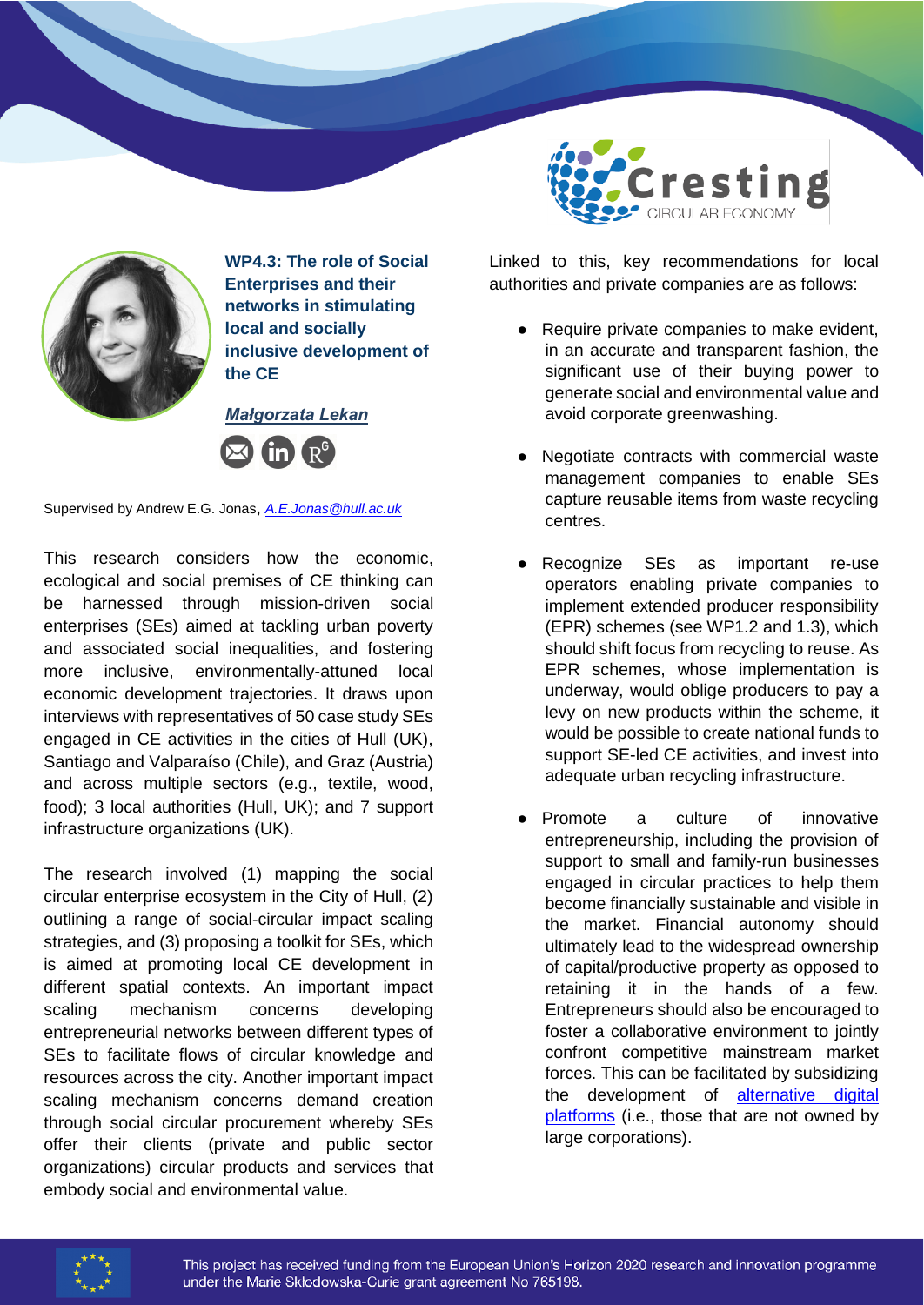## WP4.3: The role of Social Enterprises and their networks in stimulating local and socially inclusive development of the CE

***Małgorzata Lekan***

Supervised by Andrew E.G. Jonas, *A.E.Jonas@hull.ac.uk*

This research considers how the economic, ecological and social premises of CE thinking can be harnessed through mission-driven social enterprises (SEs) aimed at tackling urban poverty and associated social inequalities, and fostering more inclusive, environmentally-attuned local economic development trajectories. It draws upon interviews with representatives of 50 case study SEs engaged in CE activities in the cities of Hull (UK), Santiago and Valparaíso (Chile), and Graz (Austria) and across multiple sectors (e.g., textile, wood, food); 3 local authorities (Hull, UK); and 7 support infrastructure organizations (UK).

The research involved (1) mapping the social circular enterprise ecosystem in the City of Hull, (2) outlining a range of social-circular impact scaling strategies, and (3) proposing a toolkit for SEs, which is aimed at promoting local CE development in different spatial contexts. An important impact scaling mechanism concerns developing entrepreneurial networks between different types of SEs to facilitate flows of circular knowledge and resources across the city. Another important impact scaling mechanism concerns demand creation through social circular procurement whereby SEs offer their clients (private and public sector organizations) circular products and services that embody social and environmental value.

Linked to this, key recommendations for local authorities and private companies are as follows:

- Require private companies to make evident, in an accurate and transparent fashion, the significant use of their buying power to generate social and environmental value and avoid corporate greenwashing.
- Negotiate contracts with commercial waste management companies to enable SEs capture reusable items from waste recycling centres.
- Recognize SEs as important re-use operators enabling private companies to implement extended producer responsibility (EPR) schemes (see WP1.2 and 1.3), which should shift focus from recycling to reuse. As EPR schemes, whose implementation is underway, would oblige producers to pay a levy on new products within the scheme, it would be possible to create national funds to support SE-led CE activities, and invest into adequate urban recycling infrastructure.
- Promote a culture of innovative entrepreneurship, including the provision of support to small and family-run businesses engaged in circular practices to help them become financially sustainable and visible in the market. Financial autonomy should ultimately lead to the widespread ownership of capital/productive property as opposed to retaining it in the hands of a few. Entrepreneurs should also be encouraged to foster a collaborative environment to jointly confront competitive mainstream market forces. This can be facilitated by subsidizing the development of alternative digital platforms (i.e., those that are not owned by large corporations).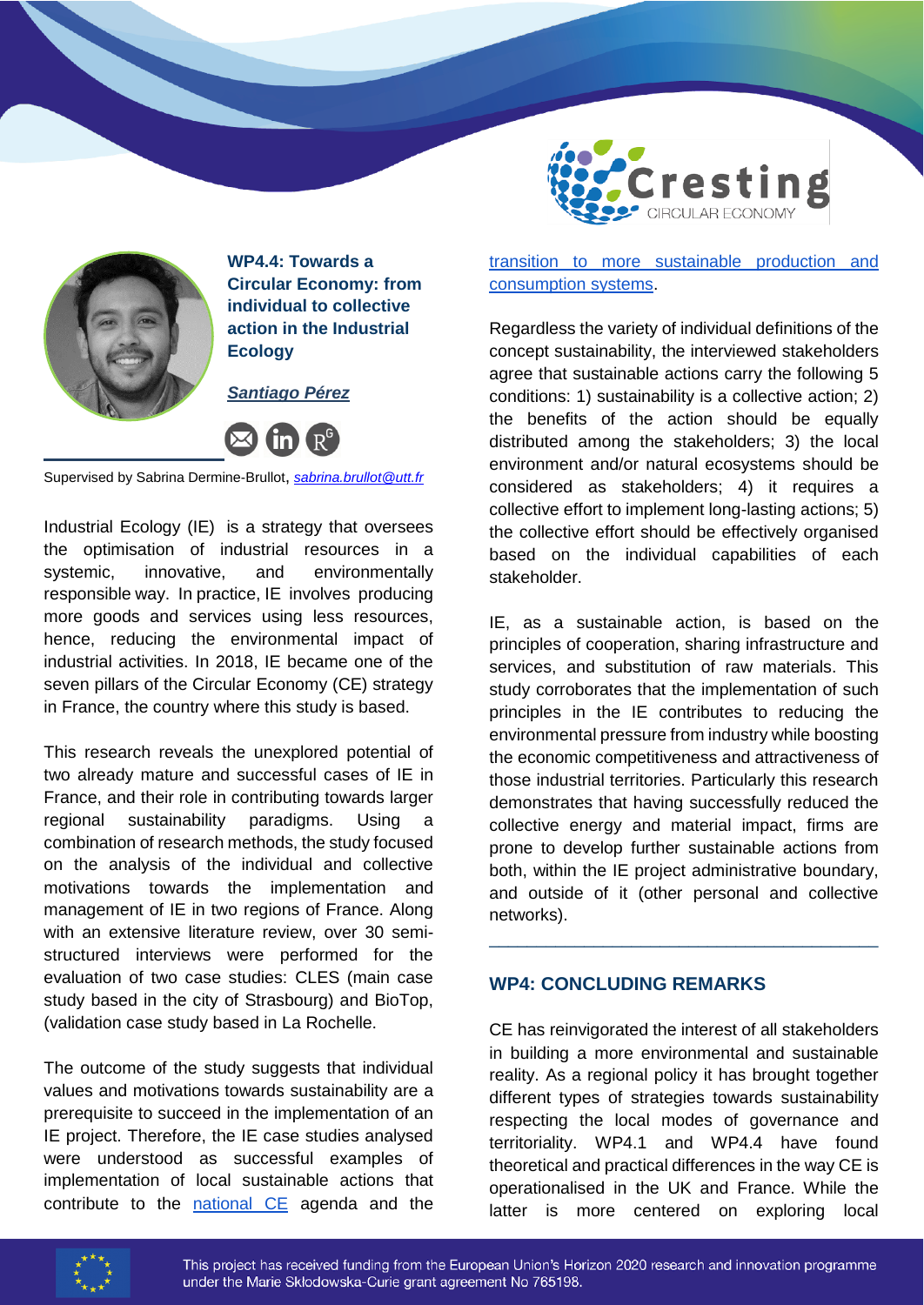## WP4.4: Towards a Circular Economy: from individual to collective action in the Industrial Ecology

***Santiago Pérez***

Supervised by Sabrina Dermine-Brullot, *sabrina.brullot@utt.fr*

Industrial Ecology (IE) is a strategy that oversees the optimisation of industrial resources in a systemic, innovative, and environmentally responsible way. In practice, IE involves producing more goods and services using less resources, hence, reducing the environmental impact of industrial activities. In 2018, IE became one of the seven pillars of the Circular Economy (CE) strategy in France, the country where this study is based.

This research reveals the unexplored potential of two already mature and successful cases of IE in France, and their role in contributing towards larger regional sustainability paradigms. Using a combination of research methods, the study focused on the analysis of the individual and collective motivations towards the implementation and management of IE in two regions of France. Along with an extensive literature review, over 30 semi-structured interviews were performed for the evaluation of two case studies: CLES (main case study based in the city of Strasbourg) and BioTop, (validation case study based in La Rochelle.

The outcome of the study suggests that individual values and motivations towards sustainability are a prerequisite to succeed in the implementation of an IE project. Therefore, the IE case studies analysed were understood as successful examples of implementation of local sustainable actions that contribute to the national CE agenda and the transition to more sustainable production and consumption systems.

Regardless the variety of individual definitions of the concept sustainability, the interviewed stakeholders agree that sustainable actions carry the following 5 conditions: 1) sustainability is a collective action; 2) the benefits of the action should be equally distributed among the stakeholders; 3) the local environment and/or natural ecosystems should be considered as stakeholders; 4) it requires a collective effort to implement long-lasting actions; 5) the collective effort should be effectively organised based on the individual capabilities of each stakeholder.

IE, as a sustainable action, is based on the principles of cooperation, sharing infrastructure and services, and substitution of raw materials. This study corroborates that the implementation of such principles in the IE contributes to reducing the environmental pressure from industry while boosting the economic competitiveness and attractiveness of those industrial territories. Particularly this research demonstrates that having successfully reduced the collective energy and material impact, firms are prone to develop further sustainable actions from both, within the IE project administrative boundary, and outside of it (other personal and collective networks).

---

## WP4: CONCLUDING REMARKS

CE has reinvigorated the interest of all stakeholders in building a more environmental and sustainable reality. As a regional policy it has brought together different types of strategies towards sustainability respecting the local modes of governance and territoriality. WP4.1 and WP4.4 have found theoretical and practical differences in the way CE is operationalised in the UK and France. While the latter is more centered on exploring local

This project has received funding from the European Union's Horizon 2020 research and innovation programme under the Marie Skłodowska-Curie grant agreement No 765198.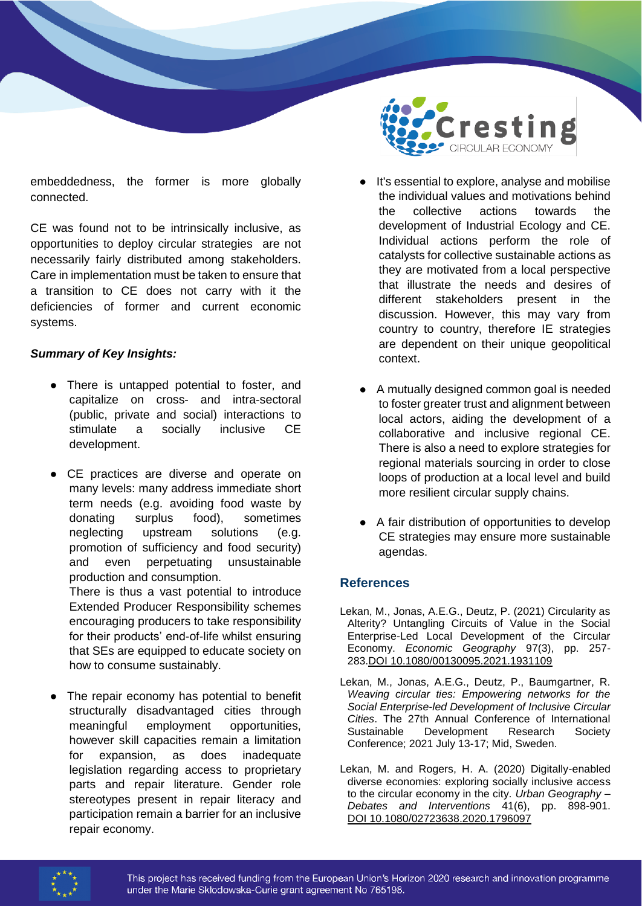embeddedness, the former is more globally connected.

CE was found not to be intrinsically inclusive, as opportunities to deploy circular strategies are not necessarily fairly distributed among stakeholders. Care in implementation must be taken to ensure that a transition to CE does not carry with it the deficiencies of former and current economic systems.

***Summary of Key Insights:***

- There is untapped potential to foster, and capitalize on cross- and intra-sectoral (public, private and social) interactions to stimulate a socially inclusive CE development.
- CE practices are diverse and operate on many levels: many address immediate short term needs (e.g. avoiding food waste by donating surplus food), sometimes neglecting upstream solutions (e.g. promotion of sufficiency and food security) and even perpetuating unsustainable production and consumption.

  There is thus a vast potential to introduce Extended Producer Responsibility schemes encouraging producers to take responsibility for their products' end-of-life whilst ensuring that SEs are equipped to educate society on how to consume sustainably.
- The repair economy has potential to benefit structurally disadvantaged cities through meaningful employment opportunities, however skill capacities remain a limitation for expansion, as does inadequate legislation regarding access to proprietary parts and repair literature. Gender role stereotypes present in repair literacy and participation remain a barrier for an inclusive repair economy.
- It's essential to explore, analyse and mobilise the individual values and motivations behind the collective actions towards the development of Industrial Ecology and CE. Individual actions perform the role of catalysts for collective sustainable actions as they are motivated from a local perspective that illustrate the needs and desires of different stakeholders present in the discussion. However, this may vary from country to country, therefore IE strategies are dependent on their unique geopolitical context.
- A mutually designed common goal is needed to foster greater trust and alignment between local actors, aiding the development of a collaborative and inclusive regional CE. There is also a need to explore strategies for regional materials sourcing in order to close loops of production at a local level and build more resilient circular supply chains.
- A fair distribution of opportunities to develop CE strategies may ensure more sustainable agendas.

## References

Lekan, M., Jonas, A.E.G., Deutz, P. (2021) Circularity as Alterity? Untangling Circuits of Value in the Social Enterprise-Led Local Development of the Circular Economy. *Economic Geography* 97(3), pp. 257-283. DOI 10.1080/00130095.2021.1931109

Lekan, M., Jonas, A.E.G., Deutz, P., Baumgartner, R. *Weaving circular ties: Empowering networks for the Social Enterprise-led Development of Inclusive Circular Cities*. The 27th Annual Conference of International Sustainable Development Research Society Conference; 2021 July 13-17; Mid, Sweden.

Lekan, M. and Rogers, H. A. (2020) Digitally-enabled diverse economies: exploring socially inclusive access to the circular economy in the city. *Urban Geography – Debates and Interventions* 41(6), pp. 898-901. DOI 10.1080/02723638.2020.1796097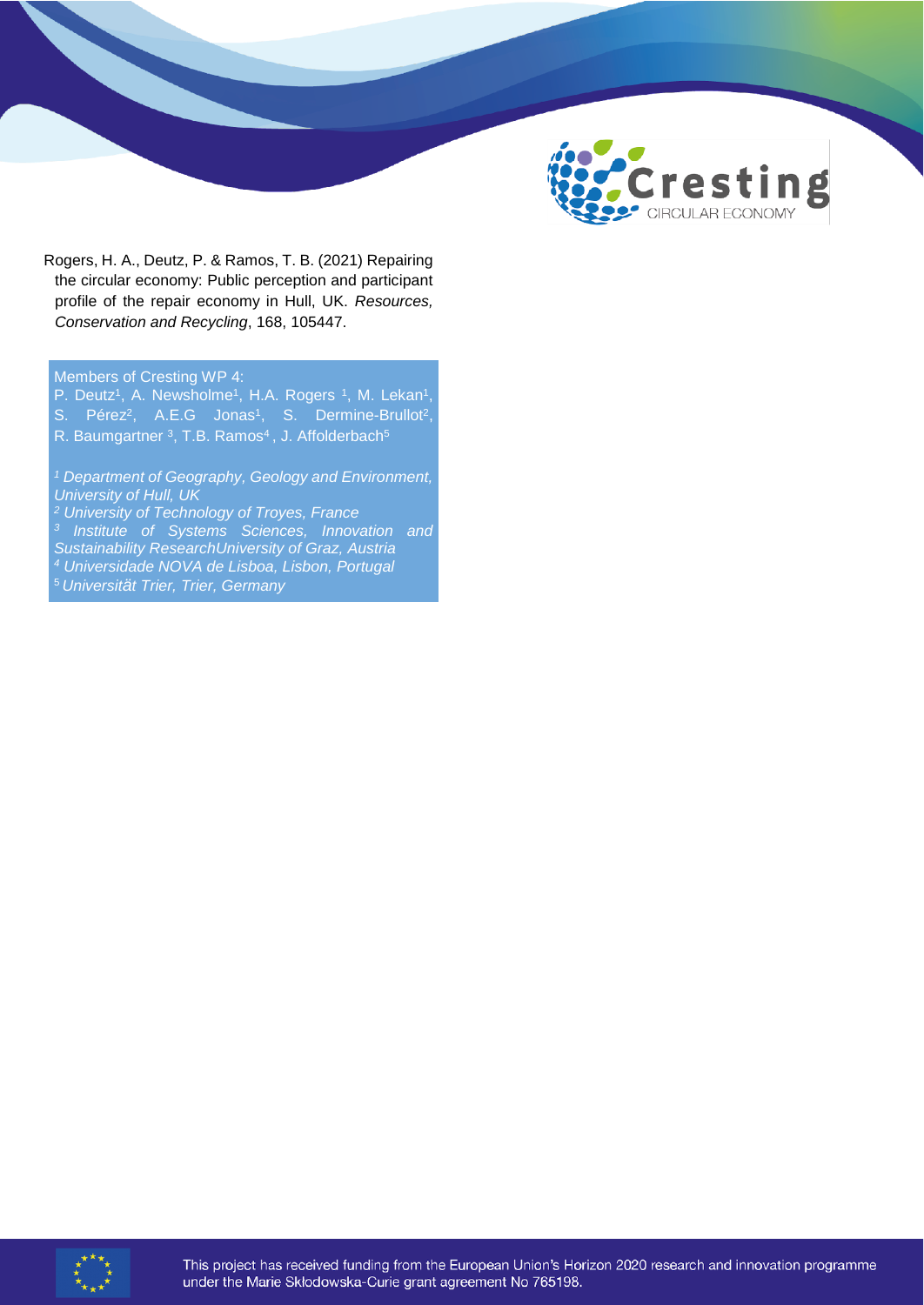Rogers, H. A., Deutz, P. & Ramos, T. B. (2021) Repairing the circular economy: Public perception and participant profile of the repair economy in Hull, UK. *Resources, Conservation and Recycling*, 168, 105447.

Members of Cresting WP 4:
P. Deutz[1], A. Newsholme[1], H.A. Rogers [1], M. Lekan[1], S. Pérez[2], A.E.G Jonas[1], S. Dermine-Brullot[2], R. Baumgartner [3], T.B. Ramos[4], J. Affolderbach[5]

[1] *Department of Geography, Geology and Environment, University of Hull, UK*
[2] *University of Technology of Troyes, France*
[3] *Institute of Systems Sciences, Innovation and Sustainability ResearchUniversity of Graz, Austria*
[4] *Universidade NOVA de Lisboa, Lisbon, Portugal*
[5] *Universität Trier, Trier, Germany*

This project has received funding from the European Union's Horizon 2020 research and innovation programme under the Marie Sklodowska-Curie grant agreement No 765198.